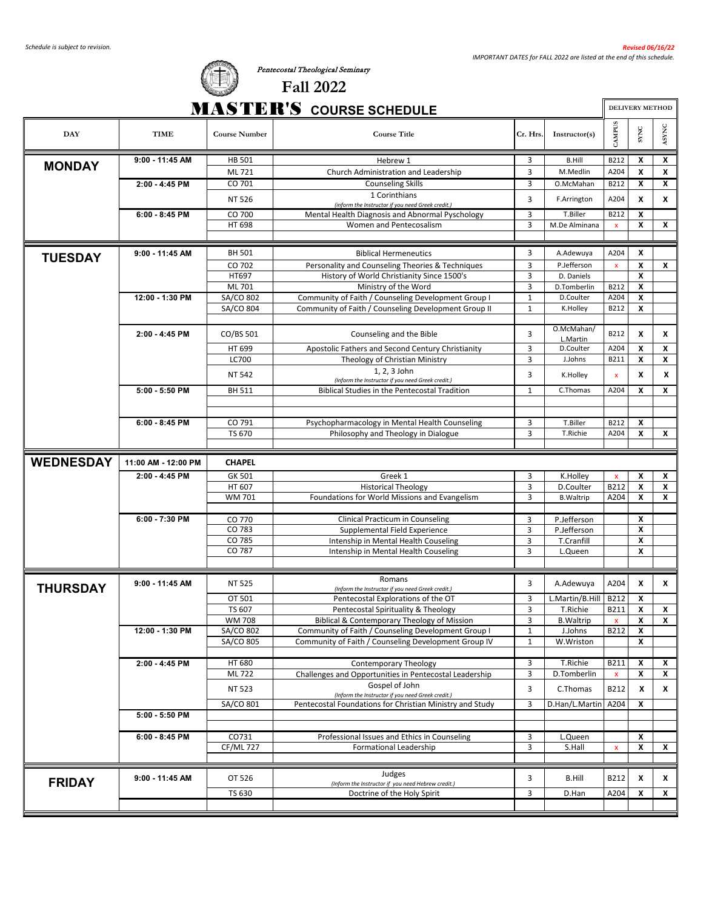*Schedule is subject to revision.*

***Revised 06/16/22***

*IMPORTANT DATES for FALL 2022 are listed at the end of this schedule.*

*Pentecostal Theological Seminary*

# Fall 2022

## MASTER'S COURSE SCHEDULE

| DAY | TIME | Course Number | Course Title | Cr. Hrs. | Instructor(s) | CAMPUS | SYNC | ASYNC |
|---|---|---|---|---|---|---|---|---|
| **MONDAY** | **9:00 - 11:45 AM** | HB 501 | Hebrew 1 | 3 | B.Hill | B212 | X | X |
| | | ML 721 | Church Administration and Leadership | 3 | M.Medlin | A204 | X | X |
| | **2:00 - 4:45 PM** | CO 701 | Counseling Skills | 3 | O.McMahan | B212 | X | X |
| | | NT 526 | 1 Corinthians *(Inform the Instructor if you need Greek credit.)* | 3 | F.Arrington | A204 | X | X |
| | **6:00 - 8:45 PM** | CO 700 | Mental Health Diagnosis and Abnormal Pyschology | 3 | T.Biller | B212 | X | |
| | | HT 698 | Women and Pentecosalism | 3 | M.De Alminana | x | X | X |
| **TUESDAY** | **9:00 - 11:45 AM** | BH 501 | Biblical Hermeneutics | 3 | A.Adewuya | A204 | X | |
| | | CO 702 | Personality and Counseling Theories & Techniques | 3 | P.Jefferson | x | X | X |
| | | HT697 | History of World Christianity Since 1500's | 3 | D. Daniels | | X | |
| | | ML 701 | Ministry of the Word | 3 | D.Tomberlin | B212 | X | |
| | **12:00 - 1:30 PM** | SA/CO 802 | Community of Faith / Counseling Development Group I | 1 | D.Coulter | A204 | X | |
| | | SA/CO 804 | Community of Faith / Counseling Development Group II | 1 | K.Holley | B212 | X | |
| | **2:00 - 4:45 PM** | CO/BS 501 | Counseling and the Bible | 3 | O.McMahan/ L.Martin | B212 | X | X |
| | | HT 699 | Apostolic Fathers and Second Century Christianity | 3 | D.Coulter | A204 | X | X |
| | | LC700 | Theology of Christian Ministry | 3 | J.Johns | B211 | X | X |
| | | NT 542 | 1, 2, 3 John *(Inform the Instructor if you need Greek credit.)* | 3 | K.Holley | x | X | X |
| | **5:00 - 5:50 PM** | BH 511 | Biblical Studies in the Pentecostal Tradition | 1 | C.Thomas | A204 | X | X |
| | **6:00 - 8:45 PM** | CO 791 | Psychopharmacology in Mental Health Counseling | 3 | T.Biller | B212 | X | |
| | | TS 670 | Philosophy and Theology in Dialogue | 3 | T.Richie | A204 | X | X |
| **WEDNESDAY** | **11:00 AM - 12:00 PM** | **CHAPEL** | | | | | | |
| | **2:00 - 4:45 PM** | GK 501 | Greek 1 | 3 | K.Holley | x | X | X |
| | | HT 607 | Historical Theology | 3 | D.Coulter | B212 | X | X |
| | | WM 701 | Foundations for World Missions and Evangelism | 3 | B.Waltrip | A204 | X | X |
| | **6:00 - 7:30 PM** | CO 770 | Clinical Practicum in Counseling | 3 | P.Jefferson | | X | |
| | | CO 783 | Supplemental Field Experience | 3 | P.Jefferson | | X | |
| | | CO 785 | Intenship in Mental Health Couseling | 3 | T.Cranfill | | X | |
| | | CO 787 | Intenship in Mental Health Couseling | 3 | L.Queen | | X | |
| **THURSDAY** | **9:00 - 11:45 AM** | NT 525 | Romans *(Inform the Instructor if you need Greek credit.)* | 3 | A.Adewuya | A204 | X | X |
| | | OT 501 | Pentecostal Explorations of the OT | 3 | L.Martin/B.Hill | B212 | X | |
| | | TS 607 | Pentecostal Spirituality & Theology | 3 | T.Richie | B211 | X | X |
| | | WM 708 | Biblical & Contemporary Theology of Mission | 3 | B.Waltrip | x | X | X |
| | **12:00 - 1:30 PM** | SA/CO 802 | Community of Faith / Counseling Development Group I | 1 | J.Johns | B212 | X | |
| | | SA/CO 805 | Community of Faith / Counseling Development Group IV | 1 | W.Wriston | | X | |
| | **2:00 - 4:45 PM** | HT 680 | Contemporary Theology | 3 | T.Richie | B211 | X | X |
| | | ML 722 | Challenges and Opportunities in Pentecostal Leadership | 3 | D.Tomberlin | x | X | X |
| | | NT 523 | Gospel of John *(Inform the Instructor if you need Greek credit.)* | 3 | C.Thomas | B212 | X | X |
| | | SA/CO 801 | Pentecostal Foundations for Christian Ministry and Study | 3 | D.Han/L.Martin | A204 | X | |
| | **5:00 - 5:50 PM** | | | | | | | |
| | **6:00 - 8:45 PM** | CO731 | Professional Issues and Ethics in Counseling | 3 | L.Queen | | X | |
| | | CF/ML 727 | Formational Leadership | 3 | S.Hall | x | X | X |
| **FRIDAY** | **9:00 - 11:45 AM** | OT 526 | Judges *(Inform the Instructor if you need Hebrew credit.)* | 3 | B.Hill | B212 | X | X |
| | | TS 630 | Doctrine of the Holy Spirit | 3 | D.Han | A204 | X | X |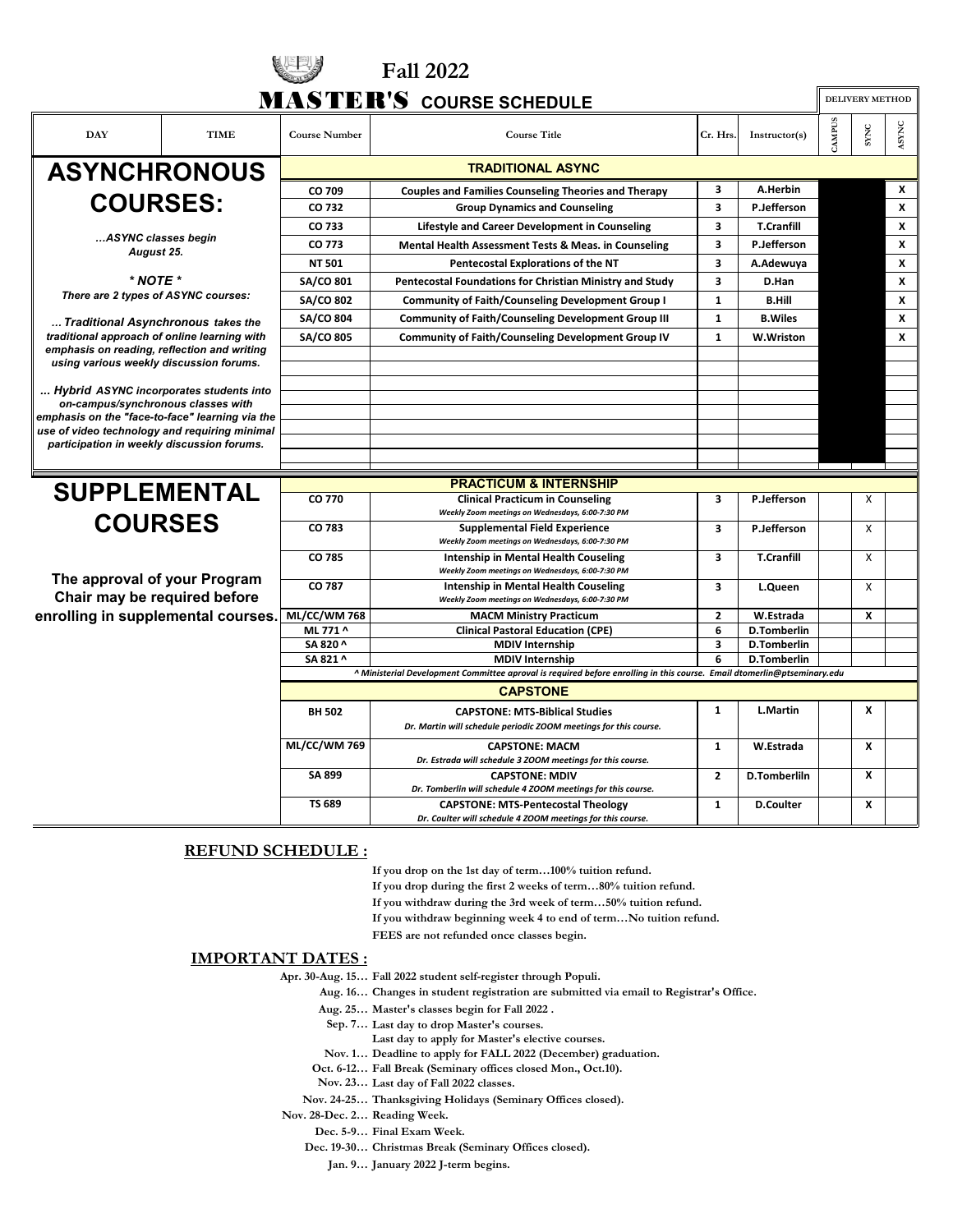# Fall 2022

## MASTER'S COURSE SCHEDULE

| DAY | TIME | Course Number | Course Title | Cr. Hrs. | Instructor(s) | CAMPUS | SYNC | ASYNC |
|---|---|---|---|---|---|---|---|---|
| **ASYNCHRONOUS COURSES:** | | | **TRADITIONAL ASYNC** | | | | | |
| | | CO 709 | Couples and Families Counseling Theories and Therapy | 3 | A.Herbin | | | X |
| | | CO 732 | Group Dynamics and Counseling | 3 | P.Jefferson | | | X |
| | | CO 733 | Lifestyle and Career Development in Counseling | 3 | T.Cranfill | | | X |
| | | CO 773 | Mental Health Assessment Tests & Meas. in Counseling | 3 | P.Jefferson | | | X |
| | | NT 501 | Pentecostal Explorations of the NT | 3 | A.Adewuya | | | X |
| | | SA/CO 801 | Pentecostal Foundations for Christian Ministry and Study | 3 | D.Han | | | X |
| | | SA/CO 802 | Community of Faith/Counseling Development Group I | 1 | B.Hill | | | X |
| | | SA/CO 804 | Community of Faith/Counseling Development Group III | 1 | B.Wiles | | | X |
| | | SA/CO 805 | Community of Faith/Counseling Development Group IV | 1 | W.Wriston | | | X |

*...ASYNC classes begin August 25.*

*** NOTE ***

*There are 2 types of ASYNC courses:*

*... Traditional Asynchronous takes the traditional approach of online learning with emphasis on reading, reflection and writing using various weekly discussion forums.*

*... Hybrid ASYNC incorporates students into on-campus/synchronous classes with emphasis on the "face-to-face" learning via the use of video technology and requiring minimal participation in weekly discussion forums.*

## SUPPLEMENTAL COURSES

**The approval of your Program Chair may be required before enrolling in supplemental courses.**

| Course Number | Course Title | Cr. Hrs. | Instructor(s) | CAMPUS | SYNC | ASYNC |
|---|---|---|---|---|---|---|
| | **PRACTICUM & INTERNSHIP** | | | | | |
| CO 770 | Clinical Practicum in Counseling *Weekly Zoom meetings on Wednesdays, 6:00-7:30 PM* | 3 | P.Jefferson | | X | |
| CO 783 | Supplemental Field Experience *Weekly Zoom meetings on Wednesdays, 6:00-7:30 PM* | 3 | P.Jefferson | | X | |
| CO 785 | Intenship in Mental Health Couseling *Weekly Zoom meetings on Wednesdays, 6:00-7:30 PM* | 3 | T.Cranfill | | X | |
| CO 787 | Intenship in Mental Health Couseling *Weekly Zoom meetings on Wednesdays, 6:00-7:30 PM* | 3 | L.Queen | | X | |
| ML/CC/WM 768 | MACM Ministry Practicum | 2 | W.Estrada | | X | |
| ML 771 ^ | Clinical Pastoral Education (CPE) | 6 | D.Tomberlin | | | |
| SA 820 ^ | MDIV Internship | 3 | D.Tomberlin | | | |
| SA 821 ^ | MDIV Internship | 6 | D.Tomberlin | | | |
| | *^ Ministerial Development Committee aproval is required before enrolling in this course. Email dtomerlin@ptseminary.edu* | | | | | |
| | **CAPSTONE** | | | | | |
| BH 502 | CAPSTONE: MTS-Biblical Studies *Dr. Martin will schedule periodic ZOOM meetings for this course.* | 1 | L.Martin | | X | |
| ML/CC/WM 769 | CAPSTONE: MACM *Dr. Estrada will schedule 3 ZOOM meetings for this course.* | 1 | W.Estrada | | X | |
| SA 899 | CAPSTONE: MDIV *Dr. Tomberlin will schedule 4 ZOOM meetings for this course.* | 2 | D.Tomberliln | | X | |
| TS 689 | CAPSTONE: MTS-Pentecostal Theology *Dr. Coulter will schedule 4 ZOOM meetings for this course.* | 1 | D.Coulter | | X | |

## REFUND SCHEDULE :

**If you drop on the 1st day of term…100% tuition refund.**
**If you drop during the first 2 weeks of term…80% tuition refund.**
**If you withdraw during the 3rd week of term…50% tuition refund.**
**If you withdraw beginning week 4 to end of term…No tuition refund.**
**FEES are not refunded once classes begin.**

## IMPORTANT DATES :

**Apr. 30-Aug. 15… Fall 2022 student self-register through Populi.**
**Aug. 16… Changes in student registration are submitted via email to Registrar's Office.**
**Aug. 25… Master's classes begin for Fall 2022 .**
**Sep. 7… Last day to drop Master's courses.**
**Last day to apply for Master's elective courses.**
**Nov. 1… Deadline to apply for FALL 2022 (December) graduation.**
**Oct. 6-12… Fall Break (Seminary offices closed Mon., Oct.10).**
**Nov. 23… Last day of Fall 2022 classes.**
**Nov. 24-25… Thanksgiving Holidays (Seminary Offices closed).**
**Nov. 28-Dec. 2… Reading Week.**
**Dec. 5-9… Final Exam Week.**
**Dec. 19-30… Christmas Break (Seminary Offices closed).**
**Jan. 9… January 2022 J-term begins.**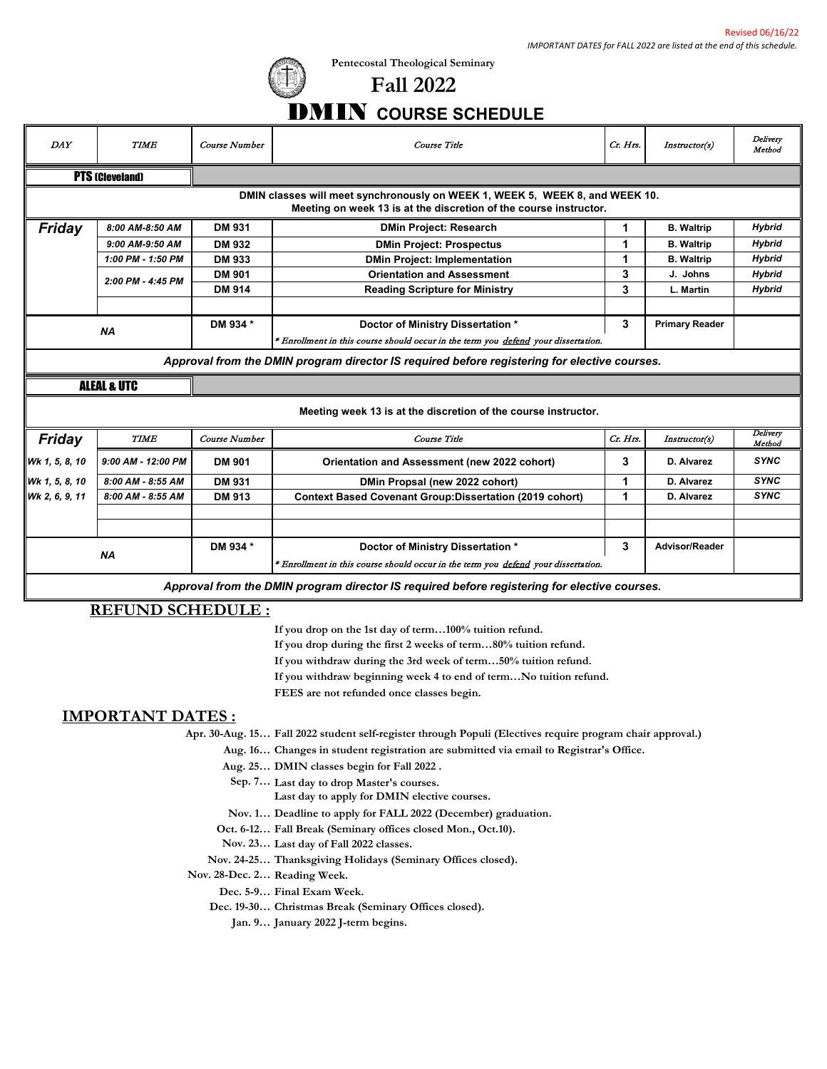Revised 06/16/22

*IMPORTANT DATES for FALL 2022 are listed at the end of this schedule.*

**Pentecostal Theological Seminary**

# Fall 2022

# DMIN COURSE SCHEDULE

| DAY | TIME | Course Number | Course Title | Cr. Hrs. | Instructor(s) | Delivery Method |
|---|---|---|---|---|---|---|
| **PTS (Cleveland)** | | | | | | |
| | | | **DMIN classes will meet synchronously on WEEK 1, WEEK 5, WEEK 8, and WEEK 10. Meeting on week 13 is at the discretion of the course instructor.** | | | |
| **Friday** | 8:00 AM-8:50 AM | DM 931 | DMin Project: Research | 1 | B. Waltrip | Hybrid |
| | 9:00 AM-9:50 AM | DM 932 | DMin Project: Prospectus | 1 | B. Waltrip | Hybrid |
| | 1:00 PM - 1:50 PM | DM 933 | DMin Project: Implementation | 1 | B. Waltrip | Hybrid |
| | 2:00 PM - 4:45 PM | DM 901 | Orientation and Assessment | 3 | J. Johns | Hybrid |
| | | DM 914 | Reading Scripture for Ministry | 3 | L. Martin | Hybrid |
| NA | | DM 934 * | Doctor of Ministry Dissertation * <br> *\* Enrollment in this course should occur in the term you defend your dissertation.* | 3 | Primary Reader | |
| | | | ***Approval from the DMIN program director IS required before registering for elective courses.*** | | | |
| **ALEAL & UTC** | | | | | | |
| | | | **Meeting week 13 is at the discretion of the course instructor.** | | | |
| **Friday** | *TIME* | *Course Number* | *Course Title* | *Cr. Hrs.* | *Instructor(s)* | *Delivery Method* |
| Wk 1, 5, 8, 10 | 9:00 AM - 12:00 PM | DM 901 | Orientation and Assessment (new 2022 cohort) | 3 | D. Alvarez | SYNC |
| Wk 1, 5, 8, 10 | 8:00 AM - 8:55 AM | DM 931 | DMin Propsal (new 2022 cohort) | 1 | D. Alvarez | SYNC |
| Wk 2, 6, 9, 11 | 8:00 AM - 8:55 AM | DM 913 | Context Based Covenant Group:Dissertation (2019 cohort) | 1 | D. Alvarez | SYNC |
| NA | | DM 934 * | Doctor of Ministry Dissertation * <br> *\* Enrollment in this course should occur in the term you defend your dissertation.* | 3 | Advisor/Reader | |
| | | | ***Approval from the DMIN program director IS required before registering for elective courses.*** | | | |

## REFUND SCHEDULE :

**If you drop on the 1st day of term…100% tuition refund.**
**If you drop during the first 2 weeks of term…80% tuition refund.**
**If you withdraw during the 3rd week of term…50% tuition refund.**
**If you withdraw beginning week 4 to end of term…No tuition refund.**
**FEES are not refunded once classes begin.**

## IMPORTANT DATES :

**Apr. 30-Aug. 15…** Fall 2022 student self-register through Populi (Electives require program chair approval.)
**Aug. 16…** Changes in student registration are submitted via email to Registrar's Office.
**Aug. 25…** DMIN classes begin for Fall 2022 .
**Sep. 7…** Last day to drop Master's courses.
Last day to apply for DMIN elective courses.
**Nov. 1…** Deadline to apply for FALL 2022 (December) graduation.
**Oct. 6-12…** Fall Break (Seminary offices closed Mon., Oct.10).
**Nov. 23…** Last day of Fall 2022 classes.
**Nov. 24-25…** Thanksgiving Holidays (Seminary Offices closed).
**Nov. 28-Dec. 2…** Reading Week.
**Dec. 5-9…** Final Exam Week.
**Dec. 19-30…** Christmas Break (Seminary Offices closed).
**Jan. 9…** January 2022 J-term begins.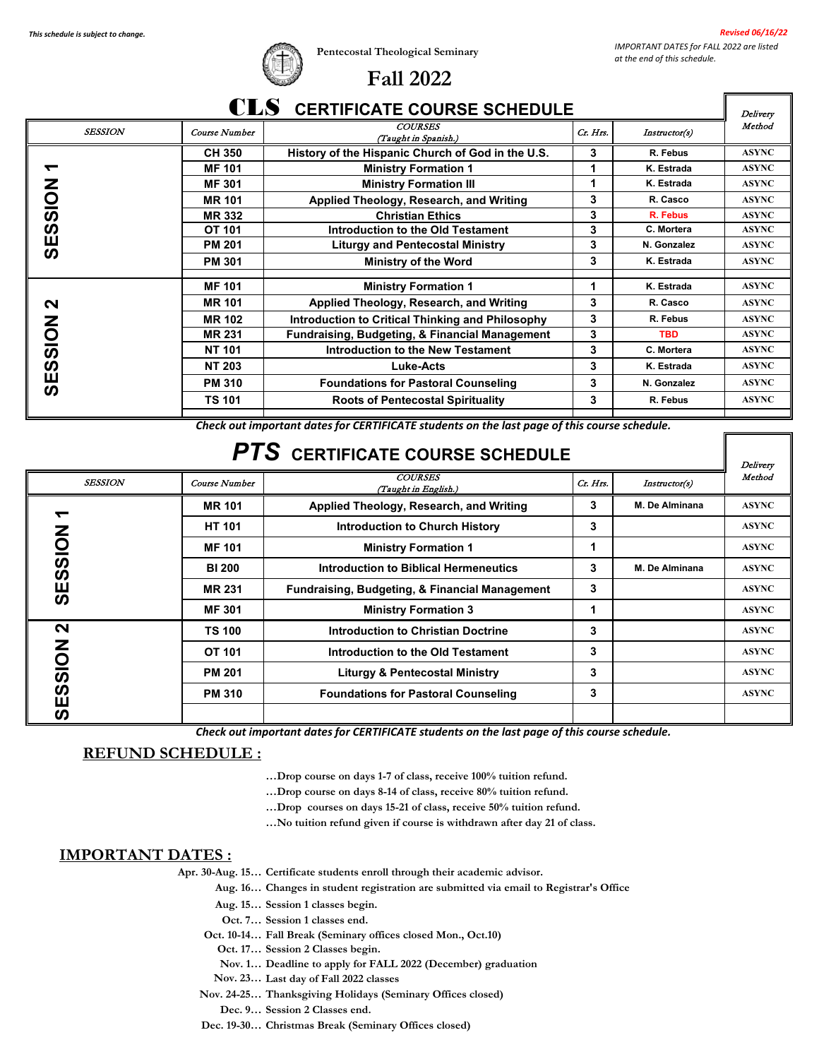*This schedule is subject to change.*

*Revised 06/16/22*

*IMPORTANT DATES for FALL 2022 are listed at the end of this schedule.*

Pentecostal Theological Seminary

# Fall 2022

## CLS CERTIFICATE COURSE SCHEDULE

| SESSION | Course Number | COURSES (Taught in Spanish.) | Cr. Hrs. | Instructor(s) | Delivery Method |
|---|---|---|---|---|---|
| SESSION 1 | CH 350 | History of the Hispanic Church of God in the U.S. | 3 | R. Febus | ASYNC |
| | MF 101 | Ministry Formation 1 | 1 | K. Estrada | ASYNC |
| | MF 301 | Ministry Formation III | 1 | K. Estrada | ASYNC |
| | MR 101 | Applied Theology, Research, and Writing | 3 | R. Casco | ASYNC |
| | MR 332 | Christian Ethics | 3 | R. Febus | ASYNC |
| | OT 101 | Introduction to the Old Testament | 3 | C. Mortera | ASYNC |
| | PM 201 | Liturgy and Pentecostal Ministry | 3 | N. Gonzalez | ASYNC |
| | PM 301 | Ministry of the Word | 3 | K. Estrada | ASYNC |
| SESSION 2 | MF 101 | Ministry Formation 1 | 1 | K. Estrada | ASYNC |
| | MR 101 | Applied Theology, Research, and Writing | 3 | R. Casco | ASYNC |
| | MR 102 | Introduction to Critical Thinking and Philosophy | 3 | R. Febus | ASYNC |
| | MR 231 | Fundraising, Budgeting, & Financial Management | 3 | TBD | ASYNC |
| | NT 101 | Introduction to the New Testament | 3 | C. Mortera | ASYNC |
| | NT 203 | Luke-Acts | 3 | K. Estrada | ASYNC |
| | PM 310 | Foundations for Pastoral Counseling | 3 | N. Gonzalez | ASYNC |
| | TS 101 | Roots of Pentecostal Spirituality | 3 | R. Febus | ASYNC |

*Check out important dates for CERTIFICATE students on the last page of this course schedule.*

## PTS CERTIFICATE COURSE SCHEDULE

| SESSION | Course Number | COURSES (Taught in English.) | Cr. Hrs. | Instructor(s) | Delivery Method |
|---|---|---|---|---|---|
| SESSION 1 | MR 101 | Applied Theology, Research, and Writing | 3 | M. De Alminana | ASYNC |
| | HT 101 | Introduction to Church History | 3 | | ASYNC |
| | MF 101 | Ministry Formation 1 | 1 | | ASYNC |
| | BI 200 | Introduction to Biblical Hermeneutics | 3 | M. De Alminana | ASYNC |
| | MR 231 | Fundraising, Budgeting, & Financial Management | 3 | | ASYNC |
| | MF 301 | Ministry Formation 3 | 1 | | ASYNC |
| SESSION 2 | TS 100 | Introduction to Christian Doctrine | 3 | | ASYNC |
| | OT 101 | Introduction to the Old Testament | 3 | | ASYNC |
| | PM 201 | Liturgy & Pentecostal Ministry | 3 | | ASYNC |
| | PM 310 | Foundations for Pastoral Counseling | 3 | | ASYNC |

*Check out important dates for CERTIFICATE students on the last page of this course schedule.*

## REFUND SCHEDULE :

…Drop course on days 1-7 of class, receive 100% tuition refund.
…Drop course on days 8-14 of class, receive 80% tuition refund.
…Drop courses on days 15-21 of class, receive 50% tuition refund.
…No tuition refund given if course is withdrawn after day 21 of class.

## IMPORTANT DATES :

- Apr. 30-Aug. 15… Certificate students enroll through their academic advisor.
- Aug. 16… Changes in student registration are submitted via email to Registrar's Office
- Aug. 15… Session 1 classes begin.
- Oct. 7… Session 1 classes end.
- Oct. 10-14… Fall Break (Seminary offices closed Mon., Oct.10)
- Oct. 17… Session 2 Classes begin.
- Nov. 1… Deadline to apply for FALL 2022 (December) graduation
- Nov. 23… Last day of Fall 2022 classes
- Nov. 24-25… Thanksgiving Holidays (Seminary Offices closed)
- Dec. 9… Session 2 Classes end.
- Dec. 19-30… Christmas Break (Seminary Offices closed)